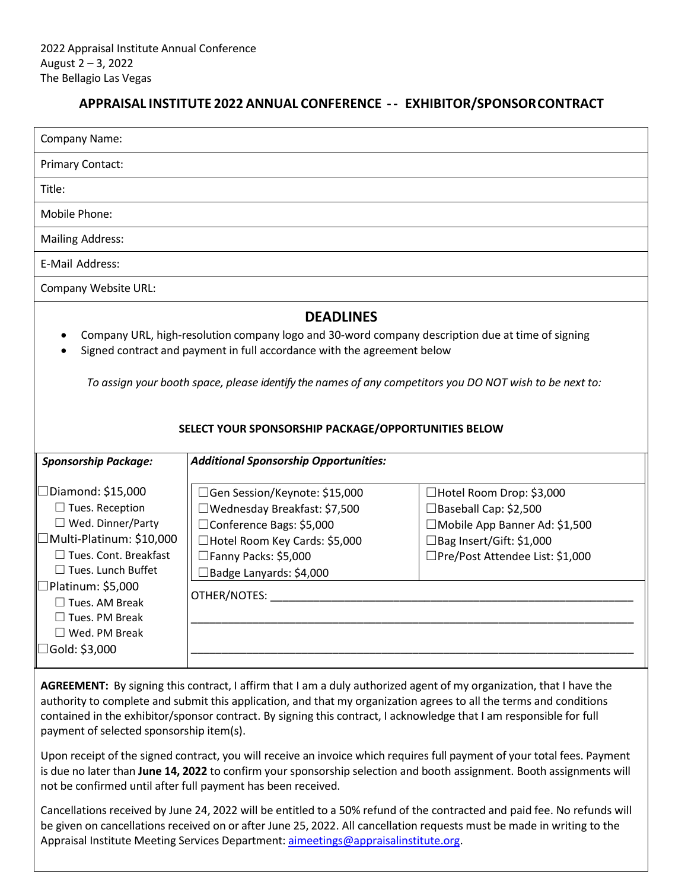2022 Appraisal Institute Annual Conference
August 2 – 3, 2022
The Bellagio Las Vegas

## APPRAISAL INSTITUTE 2022 ANNUAL CONFERENCE -- EXHIBITOR/SPONSOR CONTRACT

| | |
|---|---|
| Company Name: | |
| Primary Contact: | |
| Title: | |
| Mobile Phone: | |
| Mailing Address: | |
| E-Mail Address: | |
| Company Website URL: | |

### DEADLINES

- Company URL, high-resolution company logo and 30-word company description due at time of signing
- Signed contract and payment in full accordance with the agreement below

*To assign your booth space, please identify the names of any competitors you DO NOT wish to be next to:*

**SELECT YOUR SPONSORSHIP PACKAGE/OPPORTUNITIES BELOW**

| ***Sponsorship Package:*** | ***Additional Sponsorship Opportunities:*** | |
|---|---|---|
| ☐Diamond: $15,000<br>☐ Tues. Reception<br>☐ Wed. Dinner/Party<br>☐Multi-Platinum: $10,000<br>☐ Tues. Cont. Breakfast<br>☐ Tues. Lunch Buffet<br>☐Platinum: $5,000<br>☐ Tues. AM Break<br>☐ Tues. PM Break<br>☐ Wed. PM Break<br>☐Gold: $3,000 | ☐Gen Session/Keynote: $15,000<br>☐Wednesday Breakfast: $7,500<br>☐Conference Bags: $5,000<br>☐Hotel Room Key Cards: $5,000<br>☐Fanny Packs: $5,000<br>☐Badge Lanyards: $4,000<br><br>OTHER/NOTES: ______________________ | ☐Hotel Room Drop: $3,000<br>☐Baseball Cap: $2,500<br>☐Mobile App Banner Ad: $1,500<br>☐Bag Insert/Gift: $1,000<br>☐Pre/Post Attendee List: $1,000 |

**AGREEMENT:** By signing this contract, I affirm that I am a duly authorized agent of my organization, that I have the authority to complete and submit this application, and that my organization agrees to all the terms and conditions contained in the exhibitor/sponsor contract. By signing this contract, I acknowledge that I am responsible for full payment of selected sponsorship item(s).

Upon receipt of the signed contract, you will receive an invoice which requires full payment of your total fees. Payment is due no later than **June 14, 2022** to confirm your sponsorship selection and booth assignment. Booth assignments will not be confirmed until after full payment has been received.

Cancellations received by June 24, 2022 will be entitled to a 50% refund of the contracted and paid fee. No refunds will be given on cancellations received on or after June 25, 2022. All cancellation requests must be made in writing to the Appraisal Institute Meeting Services Department: aimeetings@appraisalinstitute.org.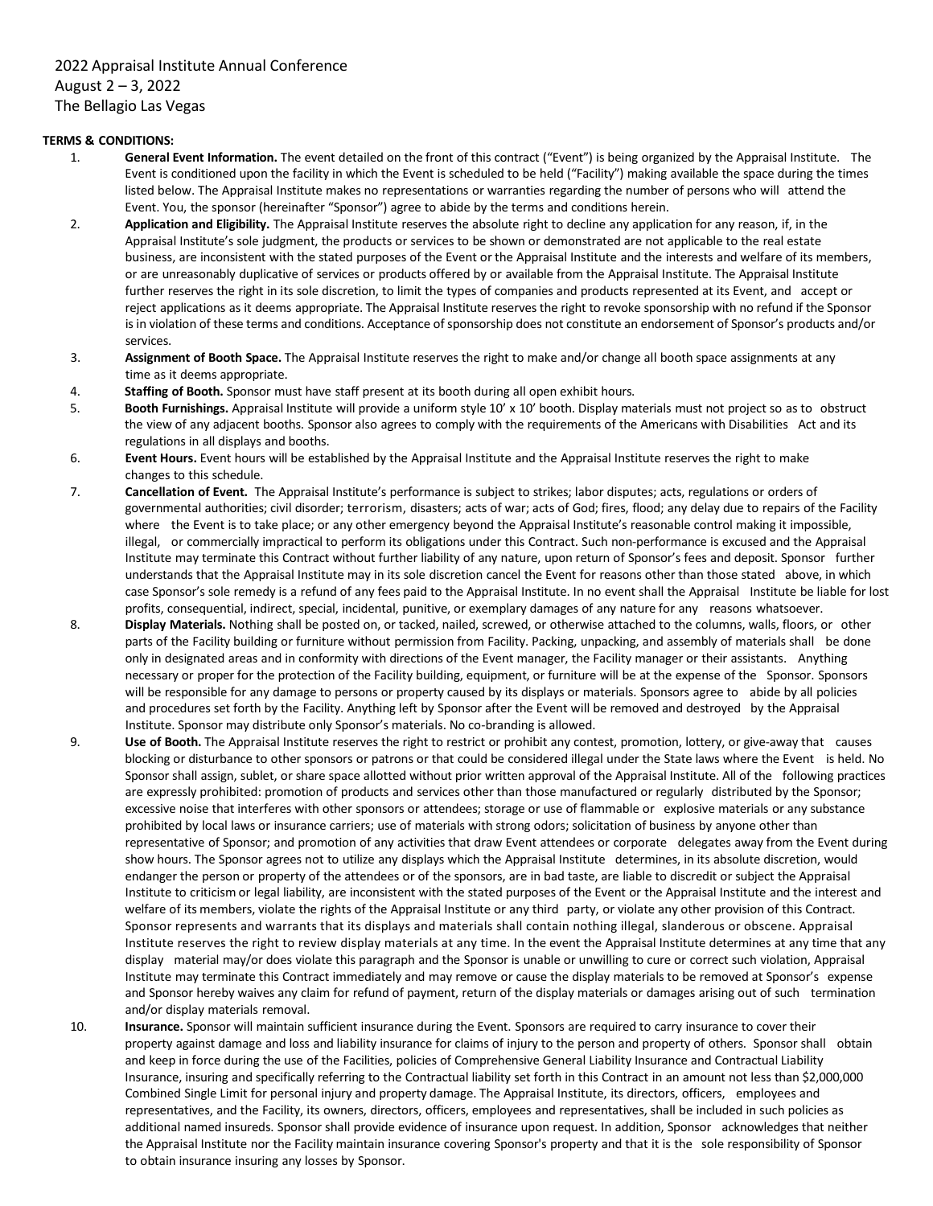2022 Appraisal Institute Annual Conference
August 2 – 3, 2022
The Bellagio Las Vegas

**TERMS & CONDITIONS:**

1. **General Event Information.** The event detailed on the front of this contract ("Event") is being organized by the Appraisal Institute. The Event is conditioned upon the facility in which the Event is scheduled to be held ("Facility") making available the space during the times listed below. The Appraisal Institute makes no representations or warranties regarding the number of persons who will attend the Event. You, the sponsor (hereinafter "Sponsor") agree to abide by the terms and conditions herein.
2. **Application and Eligibility.** The Appraisal Institute reserves the absolute right to decline any application for any reason, if, in the Appraisal Institute's sole judgment, the products or services to be shown or demonstrated are not applicable to the real estate business, are inconsistent with the stated purposes of the Event or the Appraisal Institute and the interests and welfare of its members, or are unreasonably duplicative of services or products offered by or available from the Appraisal Institute. The Appraisal Institute further reserves the right in its sole discretion, to limit the types of companies and products represented at its Event, and accept or reject applications as it deems appropriate. The Appraisal Institute reserves the right to revoke sponsorship with no refund if the Sponsor is in violation of these terms and conditions. Acceptance of sponsorship does not constitute an endorsement of Sponsor's products and/or services.
3. **Assignment of Booth Space.** The Appraisal Institute reserves the right to make and/or change all booth space assignments at any time as it deems appropriate.
4. **Staffing of Booth.** Sponsor must have staff present at its booth during all open exhibit hours.
5. **Booth Furnishings.** Appraisal Institute will provide a uniform style 10' x 10' booth. Display materials must not project so as to obstruct the view of any adjacent booths. Sponsor also agrees to comply with the requirements of the Americans with Disabilities Act and its regulations in all displays and booths.
6. **Event Hours.** Event hours will be established by the Appraisal Institute and the Appraisal Institute reserves the right to make changes to this schedule.
7. **Cancellation of Event.** The Appraisal Institute's performance is subject to strikes; labor disputes; acts, regulations or orders of governmental authorities; civil disorder; terrorism, disasters; acts of war; acts of God; fires, flood; any delay due to repairs of the Facility where the Event is to take place; or any other emergency beyond the Appraisal Institute's reasonable control making it impossible, illegal, or commercially impractical to perform its obligations under this Contract. Such non-performance is excused and the Appraisal Institute may terminate this Contract without further liability of any nature, upon return of Sponsor's fees and deposit. Sponsor further understands that the Appraisal Institute may in its sole discretion cancel the Event for reasons other than those stated above, in which case Sponsor's sole remedy is a refund of any fees paid to the Appraisal Institute. In no event shall the Appraisal Institute be liable for lost profits, consequential, indirect, special, incidental, punitive, or exemplary damages of any nature for any reasons whatsoever.
8. **Display Materials.** Nothing shall be posted on, or tacked, nailed, screwed, or otherwise attached to the columns, walls, floors, or other parts of the Facility building or furniture without permission from Facility. Packing, unpacking, and assembly of materials shall be done only in designated areas and in conformity with directions of the Event manager, the Facility manager or their assistants. Anything necessary or proper for the protection of the Facility building, equipment, or furniture will be at the expense of the Sponsor. Sponsors will be responsible for any damage to persons or property caused by its displays or materials. Sponsors agree to abide by all policies and procedures set forth by the Facility. Anything left by Sponsor after the Event will be removed and destroyed by the Appraisal Institute. Sponsor may distribute only Sponsor's materials. No co-branding is allowed.
9. **Use of Booth.** The Appraisal Institute reserves the right to restrict or prohibit any contest, promotion, lottery, or give-away that causes blocking or disturbance to other sponsors or patrons or that could be considered illegal under the State laws where the Event is held. No Sponsor shall assign, sublet, or share space allotted without prior written approval of the Appraisal Institute. All of the following practices are expressly prohibited: promotion of products and services other than those manufactured or regularly distributed by the Sponsor; excessive noise that interferes with other sponsors or attendees; storage or use of flammable or explosive materials or any substance prohibited by local laws or insurance carriers; use of materials with strong odors; solicitation of business by anyone other than representative of Sponsor; and promotion of any activities that draw Event attendees or corporate delegates away from the Event during show hours. The Sponsor agrees not to utilize any displays which the Appraisal Institute determines, in its absolute discretion, would endanger the person or property of the attendees or of the sponsors, are in bad taste, are liable to discredit or subject the Appraisal Institute to criticism or legal liability, are inconsistent with the stated purposes of the Event or the Appraisal Institute and the interest and welfare of its members, violate the rights of the Appraisal Institute or any third party, or violate any other provision of this Contract. Sponsor represents and warrants that its displays and materials shall contain nothing illegal, slanderous or obscene. Appraisal Institute reserves the right to review display materials at any time. In the event the Appraisal Institute determines at any time that any display material may/or does violate this paragraph and the Sponsor is unable or unwilling to cure or correct such violation, Appraisal Institute may terminate this Contract immediately and may remove or cause the display materials to be removed at Sponsor's expense and Sponsor hereby waives any claim for refund of payment, return of the display materials or damages arising out of such termination and/or display materials removal.
10. **Insurance.** Sponsor will maintain sufficient insurance during the Event. Sponsors are required to carry insurance to cover their property against damage and loss and liability insurance for claims of injury to the person and property of others. Sponsor shall obtain and keep in force during the use of the Facilities, policies of Comprehensive General Liability Insurance and Contractual Liability Insurance, insuring and specifically referring to the Contractual liability set forth in this Contract in an amount not less than $2,000,000 Combined Single Limit for personal injury and property damage. The Appraisal Institute, its directors, officers, employees and representatives, and the Facility, its owners, directors, officers, employees and representatives, shall be included in such policies as additional named insureds. Sponsor shall provide evidence of insurance upon request. In addition, Sponsor acknowledges that neither the Appraisal Institute nor the Facility maintain insurance covering Sponsor's property and that it is the sole responsibility of Sponsor to obtain insurance insuring any losses by Sponsor.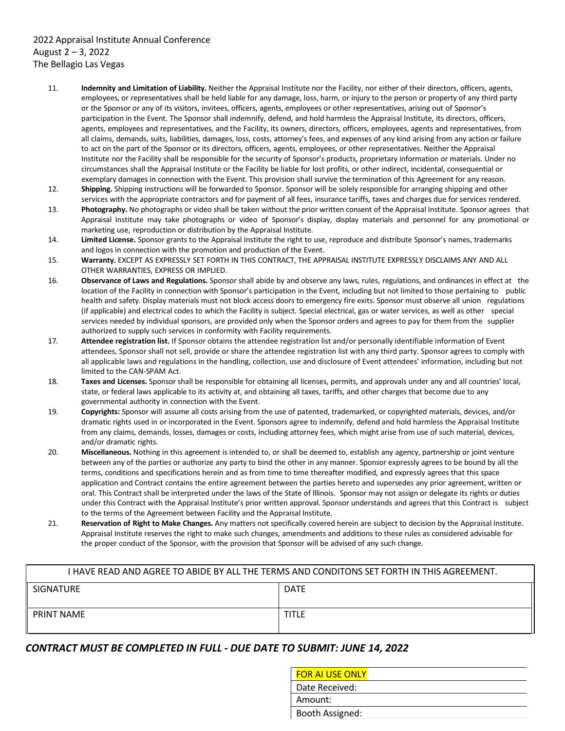2022 Appraisal Institute Annual Conference
August 2 – 3, 2022
The Bellagio Las Vegas

11. **Indemnity and Limitation of Liability.** Neither the Appraisal Institute nor the Facility, nor either of their directors, officers, agents, employees, or representatives shall be held liable for any damage, loss, harm, or injury to the person or property of any third party or the Sponsor or any of its visitors, invitees, officers, agents, employees or other representatives, arising out of Sponsor's participation in the Event. The Sponsor shall indemnify, defend, and hold harmless the Appraisal Institute, its directors, officers, agents, employees and representatives, and the Facility, its owners, directors, officers, employees, agents and representatives, from all claims, demands, suits, liabilities, damages, loss, costs, attorney's fees, and expenses of any kind arising from any action or failure to act on the part of the Sponsor or its directors, officers, agents, employees, or other representatives. Neither the Appraisal Institute nor the Facility shall be responsible for the security of Sponsor's products, proprietary information or materials. Under no circumstances shall the Appraisal Institute or the Facility be liable for lost profits, or other indirect, incidental, consequential or exemplary damages in connection with the Event. This provision shall survive the termination of this Agreement for any reason.
12. **Shipping.** Shipping instructions will be forwarded to Sponsor. Sponsor will be solely responsible for arranging shipping and other services with the appropriate contractors and for payment of all fees, insurance tariffs, taxes and charges due for services rendered.
13. **Photography.** No photographs or video shall be taken without the prior written consent of the Appraisal Institute. Sponsor agrees that Appraisal Institute may take photographs or video of Sponsor's display, display materials and personnel for any promotional or marketing use, reproduction or distribution by the Appraisal Institute.
14. **Limited License.** Sponsor grants to the Appraisal Institute the right to use, reproduce and distribute Sponsor's names, trademarks and logos in connection with the promotion and production of the Event.
15. **Warranty.** EXCEPT AS EXPRESSLY SET FORTH IN THIS CONTRACT, THE APPRAISAL INSTITUTE EXPRESSLY DISCLAIMS ANY AND ALL OTHER WARRANTIES, EXPRESS OR IMPLIED.
16. **Observance of Laws and Regulations.** Sponsor shall abide by and observe any laws, rules, regulations, and ordinances in effect at the location of the Facility in connection with Sponsor's participation in the Event, including but not limited to those pertaining to public health and safety. Display materials must not block access doors to emergency fire exits. Sponsor must observe all union regulations (if applicable) and electrical codes to which the Facility is subject. Special electrical, gas or water services, as well as other special services needed by individual sponsors, are provided only when the Sponsor orders and agrees to pay for them from the supplier authorized to supply such services in conformity with Facility requirements.
17. **Attendee registration list.** If Sponsor obtains the attendee registration list and/or personally identifiable information of Event attendees, Sponsor shall not sell, provide or share the attendee registration list with any third party. Sponsor agrees to comply with all applicable laws and regulations in the handling, collection, use and disclosure of Event attendees' information, including but not limited to the CAN-SPAM Act.
18. **Taxes and Licenses.** Sponsor shall be responsible for obtaining all licenses, permits, and approvals under any and all countries' local, state, or federal laws applicable to its activity at, and obtaining all taxes, tariffs, and other charges that become due to any governmental authority in connection with the Event.
19. **Copyrights:** Sponsor will assume all costs arising from the use of patented, trademarked, or copyrighted materials, devices, and/or dramatic rights used in or incorporated in the Event. Sponsors agree to indemnify, defend and hold harmless the Appraisal Institute from any claims, demands, losses, damages or costs, including attorney fees, which might arise from use of such material, devices, and/or dramatic rights.
20. **Miscellaneous.** Nothing in this agreement is intended to, or shall be deemed to, establish any agency, partnership or joint venture between any of the parties or authorize any party to bind the other in any manner. Sponsor expressly agrees to be bound by all the terms, conditions and specifications herein and as from time to time thereafter modified, and expressly agrees that this space application and Contract contains the entire agreement between the parties hereto and supersedes any prior agreement, written or oral. This Contract shall be interpreted under the laws of the State of Illinois. Sponsor may not assign or delegate its rights or duties under this Contract with the Appraisal Institute's prior written approval. Sponsor understands and agrees that this Contract is subject to the terms of the Agreement between Facility and the Appraisal Institute.
21. **Reservation of Right to Make Changes.** Any matters not specifically covered herein are subject to decision by the Appraisal Institute. Appraisal Institute reserves the right to make such changes, amendments and additions to these rules as considered advisable for the proper conduct of the Sponsor, with the provision that Sponsor will be advised of any such change.

| I HAVE READ AND AGREE TO ABIDE BY ALL THE TERMS AND CONDITONS SET FORTH IN THIS AGREEMENT. | |
|---|---|
| SIGNATURE | DATE |
| PRINT NAME | TITLE |

***CONTRACT MUST BE COMPLETED IN FULL - DUE DATE TO SUBMIT: JUNE 14, 2022***

| FOR AI USE ONLY |
|---|
| Date Received: |
| Amount: |
| Booth Assigned: |